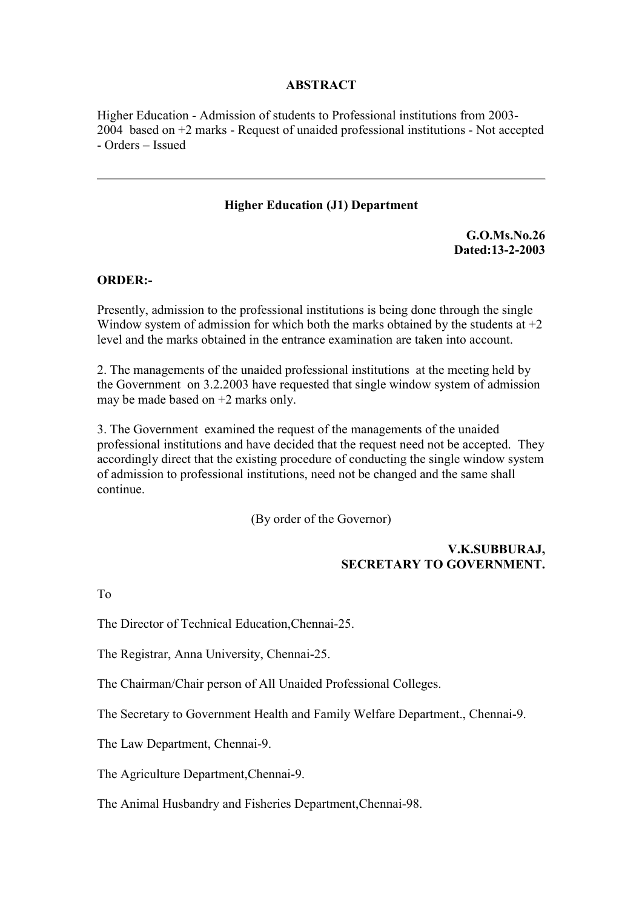**ABSTRACT**

Higher Education - Admission of students to Professional institutions from 2003-2004 based on +2 marks - Request of unaided professional institutions - Not accepted - Orders – Issued

---

**Higher Education (J1) Department**

**G.O.Ms.No.26**
**Dated:13-2-2003**

**ORDER:-**

Presently, admission to the professional institutions is being done through the single Window system of admission for which both the marks obtained by the students at +2 level and the marks obtained in the entrance examination are taken into account.

2. The managements of the unaided professional institutions at the meeting held by the Government on 3.2.2003 have requested that single window system of admission may be made based on +2 marks only.

3. The Government examined the request of the managements of the unaided professional institutions and have decided that the request need not be accepted. They accordingly direct that the existing procedure of conducting the single window system of admission to professional institutions, need not be changed and the same shall continue.

(By order of the Governor)

**V.K.SUBBURAJ,**
**SECRETARY TO GOVERNMENT.**

To

The Director of Technical Education,Chennai-25.

The Registrar, Anna University, Chennai-25.

The Chairman/Chair person of All Unaided Professional Colleges.

The Secretary to Government Health and Family Welfare Department., Chennai-9.

The Law Department, Chennai-9.

The Agriculture Department,Chennai-9.

The Animal Husbandry and Fisheries Department,Chennai-98.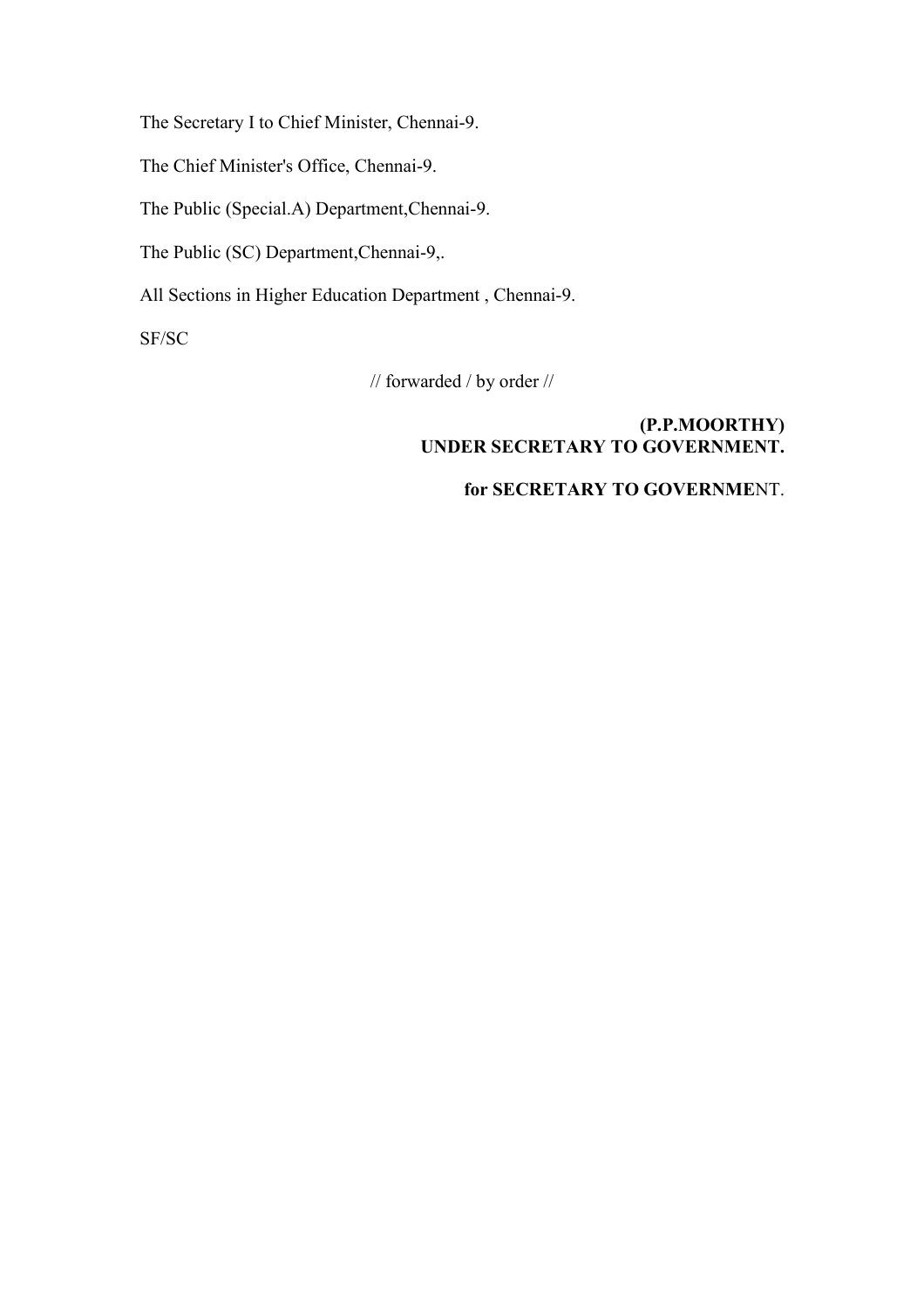The Secretary I to Chief Minister, Chennai-9.

The Chief Minister's Office, Chennai-9.

The Public (Special.A) Department,Chennai-9.

The Public (SC) Department,Chennai-9,.

All Sections in Higher Education Department , Chennai-9.

SF/SC

// forwarded / by order //

**(P.P.MOORTHY)**
**UNDER SECRETARY TO GOVERNMENT.**

**for SECRETARY TO GOVERNME**NT.